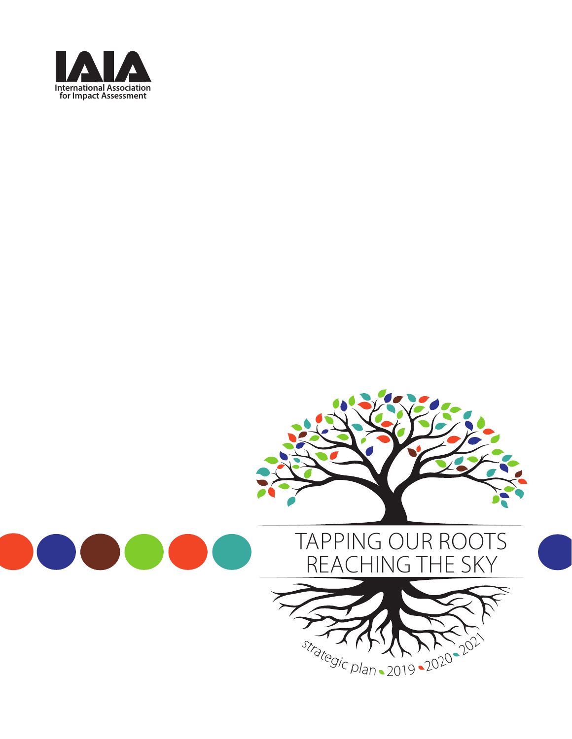IAIA

International Association for Impact Assessment

# TAPPING OUR ROOTS REACHING THE SKY

strategic plan 2019 2020 2021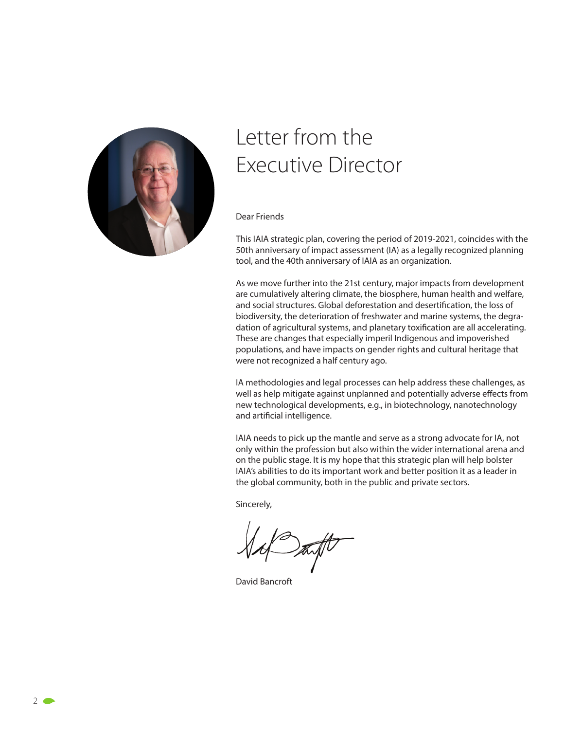# Letter from the Executive Director

Dear Friends

This IAIA strategic plan, covering the period of 2019-2021, coincides with the 50th anniversary of impact assessment (IA) as a legally recognized planning tool, and the 40th anniversary of IAIA as an organization.

As we move further into the 21st century, major impacts from development are cumulatively altering climate, the biosphere, human health and welfare, and social structures. Global deforestation and desertification, the loss of biodiversity, the deterioration of freshwater and marine systems, the degradation of agricultural systems, and planetary toxification are all accelerating. These are changes that especially imperil Indigenous and impoverished populations, and have impacts on gender rights and cultural heritage that were not recognized a half century ago.

IA methodologies and legal processes can help address these challenges, as well as help mitigate against unplanned and potentially adverse effects from new technological developments, e.g., in biotechnology, nanotechnology and artificial intelligence.

IAIA needs to pick up the mantle and serve as a strong advocate for IA, not only within the profession but also within the wider international arena and on the public stage. It is my hope that this strategic plan will help bolster IAIA's abilities to do its important work and better position it as a leader in the global community, both in the public and private sectors.

Sincerely,

David Bancroft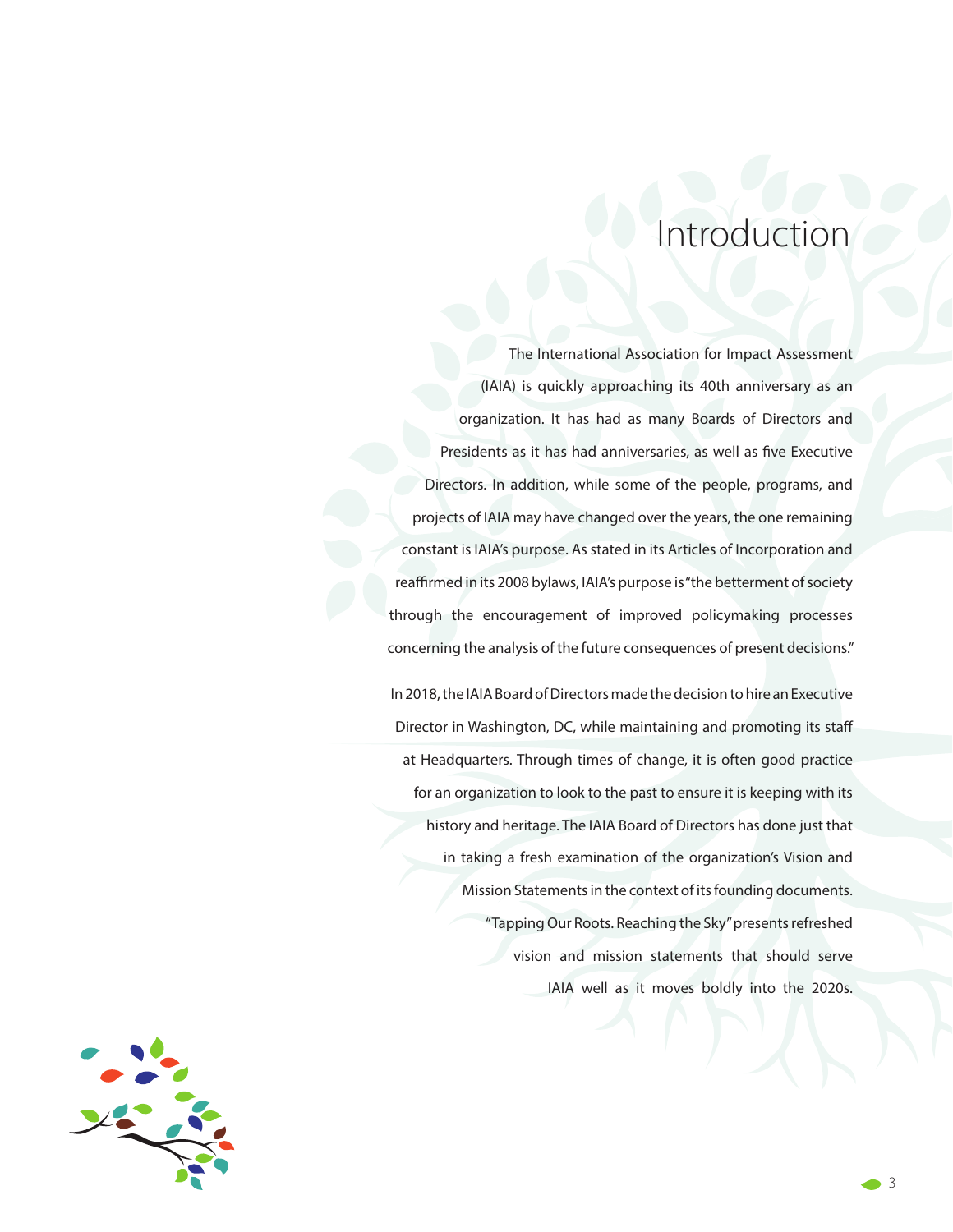# Introduction

The International Association for Impact Assessment (IAIA) is quickly approaching its 40th anniversary as an organization. It has had as many Boards of Directors and Presidents as it has had anniversaries, as well as five Executive Directors. In addition, while some of the people, programs, and projects of IAIA may have changed over the years, the one remaining constant is IAIA's purpose. As stated in its Articles of Incorporation and reaffirmed in its 2008 bylaws, IAIA's purpose is "the betterment of society through the encouragement of improved policymaking processes concerning the analysis of the future consequences of present decisions."

In 2018, the IAIA Board of Directors made the decision to hire an Executive Director in Washington, DC, while maintaining and promoting its staff at Headquarters. Through times of change, it is often good practice for an organization to look to the past to ensure it is keeping with its history and heritage. The IAIA Board of Directors has done just that in taking a fresh examination of the organization's Vision and Mission Statements in the context of its founding documents. "Tapping Our Roots. Reaching the Sky" presents refreshed vision and mission statements that should serve IAIA well as it moves boldly into the 2020s.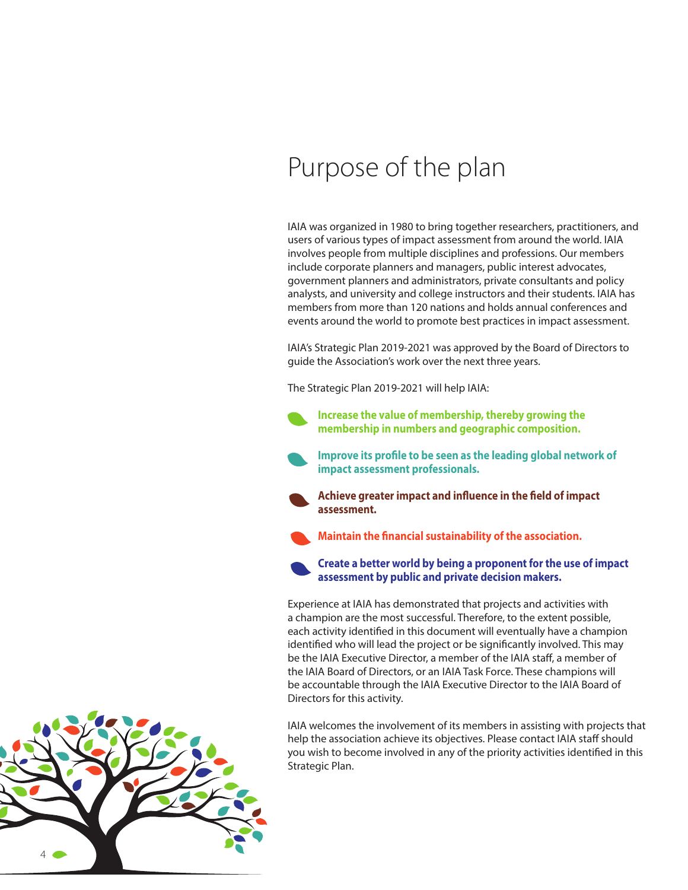# Purpose of the plan

IAIA was organized in 1980 to bring together researchers, practitioners, and users of various types of impact assessment from around the world. IAIA involves people from multiple disciplines and professions. Our members include corporate planners and managers, public interest advocates, government planners and administrators, private consultants and policy analysts, and university and college instructors and their students. IAIA has members from more than 120 nations and holds annual conferences and events around the world to promote best practices in impact assessment.

IAIA's Strategic Plan 2019-2021 was approved by the Board of Directors to guide the Association's work over the next three years.

The Strategic Plan 2019-2021 will help IAIA:

- **Increase the value of membership, thereby growing the membership in numbers and geographic composition.**
- **Improve its profile to be seen as the leading global network of impact assessment professionals.**
- **Achieve greater impact and influence in the field of impact assessment.**
- **Maintain the financial sustainability of the association.**
- **Create a better world by being a proponent for the use of impact assessment by public and private decision makers.**

Experience at IAIA has demonstrated that projects and activities with a champion are the most successful. Therefore, to the extent possible, each activity identified in this document will eventually have a champion identified who will lead the project or be significantly involved. This may be the IAIA Executive Director, a member of the IAIA staff, a member of the IAIA Board of Directors, or an IAIA Task Force. These champions will be accountable through the IAIA Executive Director to the IAIA Board of Directors for this activity.

IAIA welcomes the involvement of its members in assisting with projects that help the association achieve its objectives. Please contact IAIA staff should you wish to become involved in any of the priority activities identified in this Strategic Plan.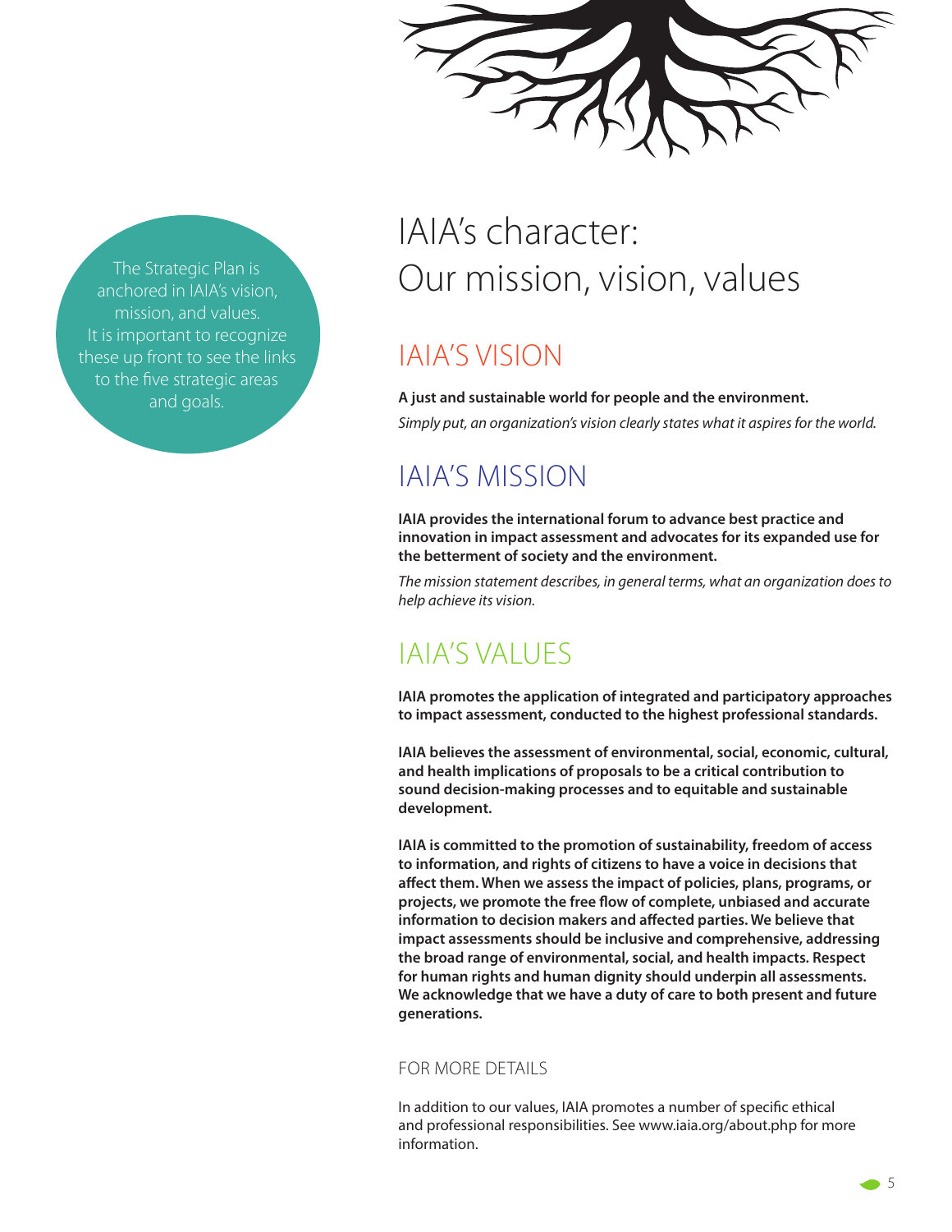The Strategic Plan is anchored in IAIA's vision, mission, and values. It is important to recognize these up front to see the links to the five strategic areas and goals.

# IAIA's character: Our mission, vision, values

## IAIA'S VISION

**A just and sustainable world for people and the environment.**

*Simply put, an organization's vision clearly states what it aspires for the world.*

## IAIA'S MISSION

**IAIA provides the international forum to advance best practice and innovation in impact assessment and advocates for its expanded use for the betterment of society and the environment.**

*The mission statement describes, in general terms, what an organization does to help achieve its vision.*

## IAIA'S VALUES

**IAIA promotes the application of integrated and participatory approaches to impact assessment, conducted to the highest professional standards.**

**IAIA believes the assessment of environmental, social, economic, cultural, and health implications of proposals to be a critical contribution to sound decision-making processes and to equitable and sustainable development.**

**IAIA is committed to the promotion of sustainability, freedom of access to information, and rights of citizens to have a voice in decisions that affect them. When we assess the impact of policies, plans, programs, or projects, we promote the free flow of complete, unbiased and accurate information to decision makers and affected parties. We believe that impact assessments should be inclusive and comprehensive, addressing the broad range of environmental, social, and health impacts. Respect for human rights and human dignity should underpin all assessments. We acknowledge that we have a duty of care to both present and future generations.**

### FOR MORE DETAILS

In addition to our values, IAIA promotes a number of specific ethical and professional responsibilities. See www.iaia.org/about.php for more information.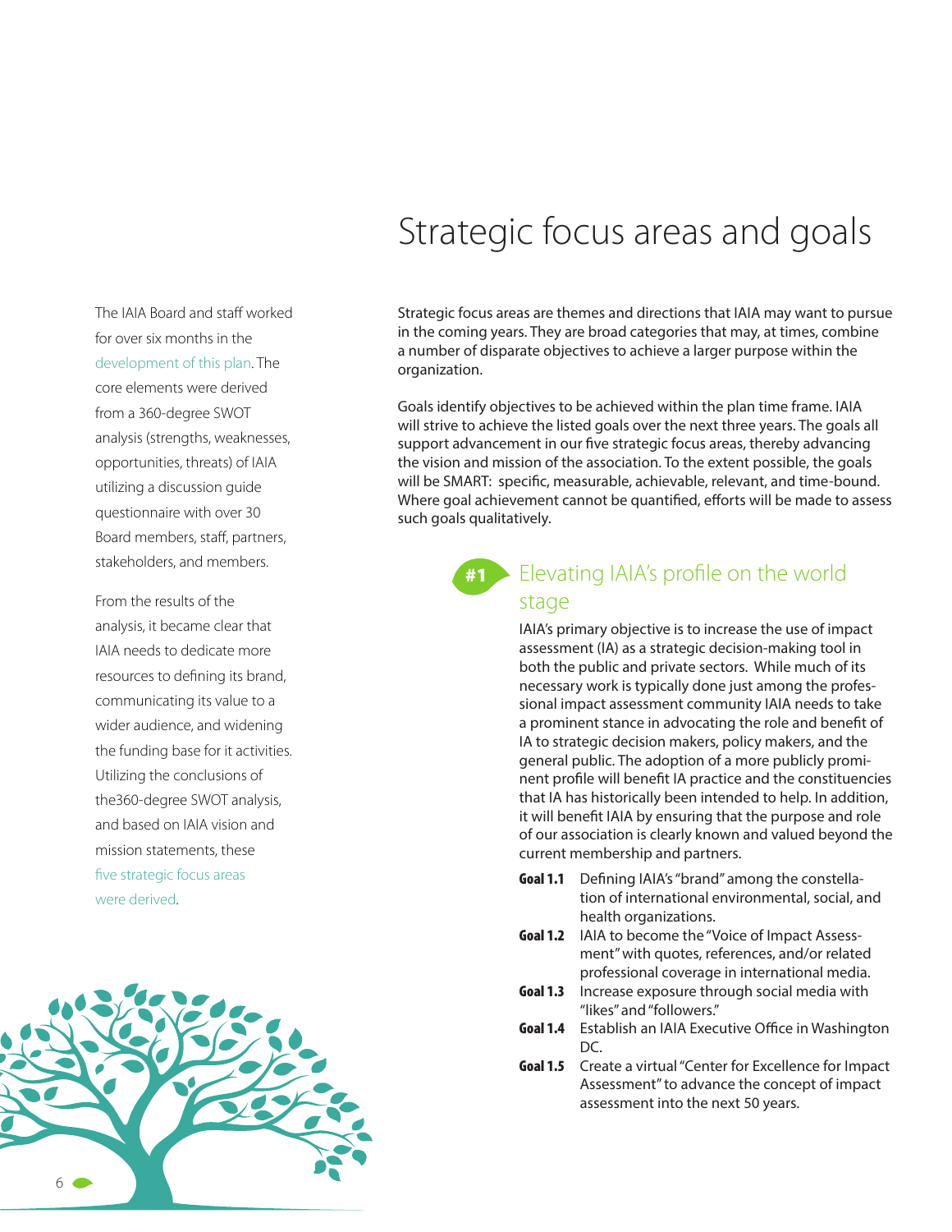# Strategic focus areas and goals

The IAIA Board and staff worked for over six months in the development of this plan. The core elements were derived from a 360-degree SWOT analysis (strengths, weaknesses, opportunities, threats) of IAIA utilizing a discussion guide questionnaire with over 30 Board members, staff, partners, stakeholders, and members.

From the results of the analysis, it became clear that IAIA needs to dedicate more resources to defining its brand, communicating its value to a wider audience, and widening the funding base for it activities. Utilizing the conclusions of the360-degree SWOT analysis, and based on IAIA vision and mission statements, these five strategic focus areas were derived.

Strategic focus areas are themes and directions that IAIA may want to pursue in the coming years. They are broad categories that may, at times, combine a number of disparate objectives to achieve a larger purpose within the organization.

Goals identify objectives to be achieved within the plan time frame. IAIA will strive to achieve the listed goals over the next three years. The goals all support advancement in our five strategic focus areas, thereby advancing the vision and mission of the association. To the extent possible, the goals will be SMART: specific, measurable, achievable, relevant, and time-bound. Where goal achievement cannot be quantified, efforts will be made to assess such goals qualitatively.

## #1 Elevating IAIA's profile on the world stage

IAIA's primary objective is to increase the use of impact assessment (IA) as a strategic decision-making tool in both the public and private sectors. While much of its necessary work is typically done just among the professional impact assessment community IAIA needs to take a prominent stance in advocating the role and benefit of IA to strategic decision makers, policy makers, and the general public. The adoption of a more publicly prominent profile will benefit IA practice and the constituencies that IA has historically been intended to help. In addition, it will benefit IAIA by ensuring that the purpose and role of our association is clearly known and valued beyond the current membership and partners.

**Goal 1.1** Defining IAIA's "brand" among the constellation of international environmental, social, and health organizations.

**Goal 1.2** IAIA to become the "Voice of Impact Assessment" with quotes, references, and/or related professional coverage in international media.

**Goal 1.3** Increase exposure through social media with "likes" and "followers."

**Goal 1.4** Establish an IAIA Executive Office in Washington DC.

**Goal 1.5** Create a virtual "Center for Excellence for Impact Assessment" to advance the concept of impact assessment into the next 50 years.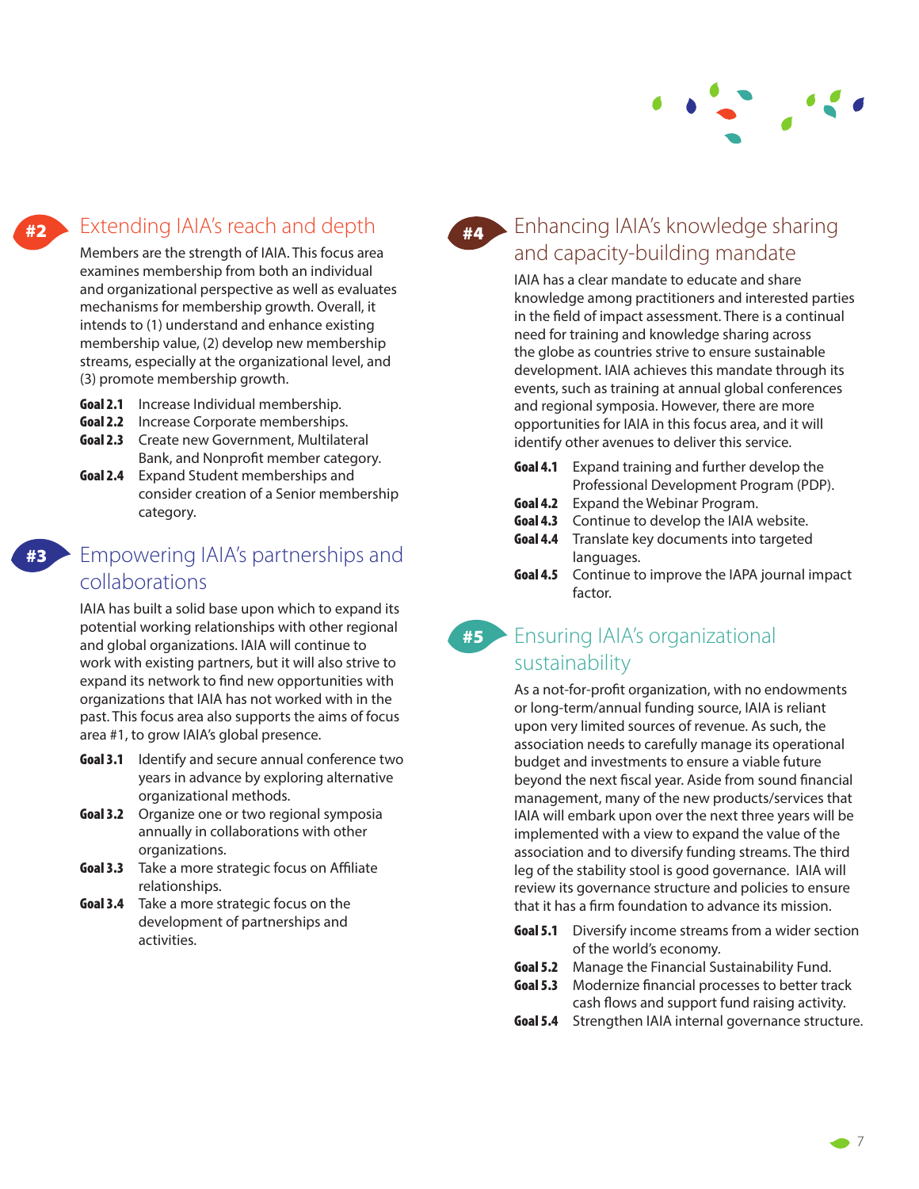## #2 Extending IAIA's reach and depth

Members are the strength of IAIA. This focus area examines membership from both an individual and organizational perspective as well as evaluates mechanisms for membership growth. Overall, it intends to (1) understand and enhance existing membership value, (2) develop new membership streams, especially at the organizational level, and (3) promote membership growth.

**Goal 2.1** Increase Individual membership.
**Goal 2.2** Increase Corporate memberships.
**Goal 2.3** Create new Government, Multilateral Bank, and Nonprofit member category.
**Goal 2.4** Expand Student memberships and consider creation of a Senior membership category.

## #3 Empowering IAIA's partnerships and collaborations

IAIA has built a solid base upon which to expand its potential working relationships with other regional and global organizations. IAIA will continue to work with existing partners, but it will also strive to expand its network to find new opportunities with organizations that IAIA has not worked with in the past. This focus area also supports the aims of focus area #1, to grow IAIA's global presence.

**Goal 3.1** Identify and secure annual conference two years in advance by exploring alternative organizational methods.
**Goal 3.2** Organize one or two regional symposia annually in collaborations with other organizations.
**Goal 3.3** Take a more strategic focus on Affiliate relationships.
**Goal 3.4** Take a more strategic focus on the development of partnerships and activities.

## #4 Enhancing IAIA's knowledge sharing and capacity-building mandate

IAIA has a clear mandate to educate and share knowledge among practitioners and interested parties in the field of impact assessment. There is a continual need for training and knowledge sharing across the globe as countries strive to ensure sustainable development. IAIA achieves this mandate through its events, such as training at annual global conferences and regional symposia. However, there are more opportunities for IAIA in this focus area, and it will identify other avenues to deliver this service.

**Goal 4.1** Expand training and further develop the Professional Development Program (PDP).
**Goal 4.2** Expand the Webinar Program.
**Goal 4.3** Continue to develop the IAIA website.
**Goal 4.4** Translate key documents into targeted languages.
**Goal 4.5** Continue to improve the IAPA journal impact factor.

## #5 Ensuring IAIA's organizational sustainability

As a not-for-profit organization, with no endowments or long-term/annual funding source, IAIA is reliant upon very limited sources of revenue. As such, the association needs to carefully manage its operational budget and investments to ensure a viable future beyond the next fiscal year. Aside from sound financial management, many of the new products/services that IAIA will embark upon over the next three years will be implemented with a view to expand the value of the association and to diversify funding streams. The third leg of the stability stool is good governance. IAIA will review its governance structure and policies to ensure that it has a firm foundation to advance its mission.

**Goal 5.1** Diversify income streams from a wider section of the world's economy.
**Goal 5.2** Manage the Financial Sustainability Fund.
**Goal 5.3** Modernize financial processes to better track cash flows and support fund raising activity.
**Goal 5.4** Strengthen IAIA internal governance structure.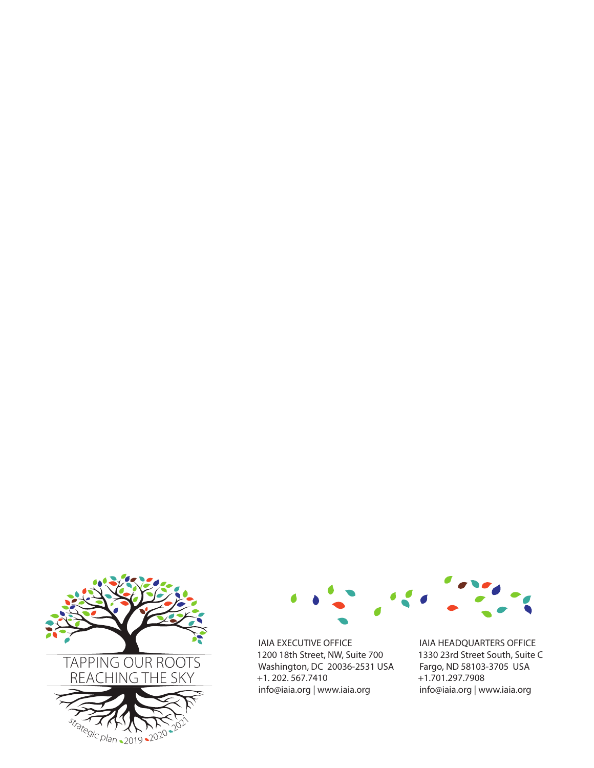TAPPING OUR ROOTS
REACHING THE SKY

strategic plan 2019 2020 2021

IAIA EXECUTIVE OFFICE
1200 18th Street, NW, Suite 700
Washington, DC 20036-2531 USA
+1. 202. 567.7410
info@iaia.org | www.iaia.org

IAIA HEADQUARTERS OFFICE
1330 23rd Street South, Suite C
Fargo, ND 58103-3705 USA
+1.701.297.7908
info@iaia.org | www.iaia.org